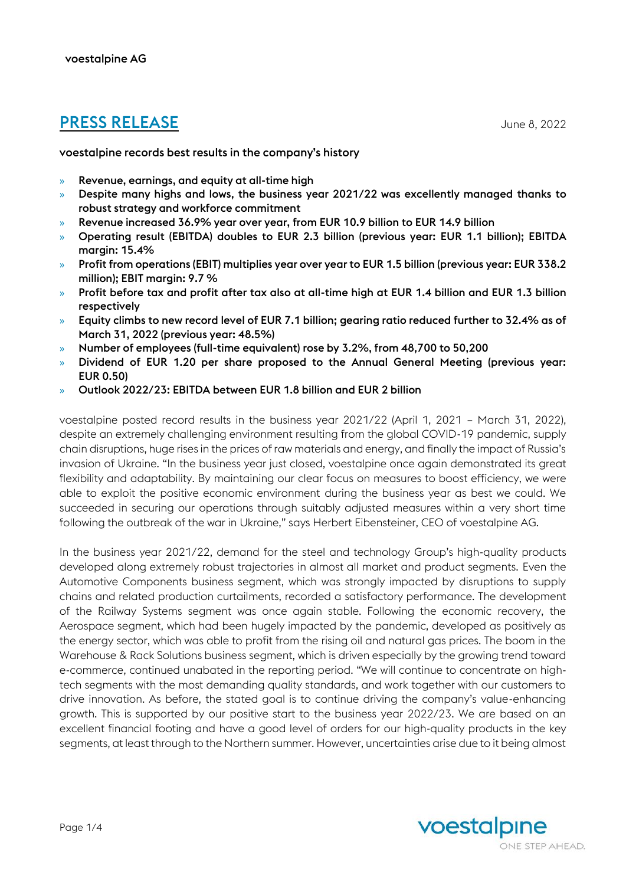voestalpine AG

# PRESS RELEASE

June 8, 2022

**voestalpine records best results in the company's history**

- **Revenue, earnings, and equity at all-time high**
- **Despite many highs and lows, the business year 2021/22 was excellently managed thanks to robust strategy and workforce commitment**
- **Revenue increased 36.9% year over year, from EUR 10.9 billion to EUR 14.9 billion**
- **Operating result (EBITDA) doubles to EUR 2.3 billion (previous year: EUR 1.1 billion); EBITDA margin: 15.4%**
- **Profit from operations (EBIT) multiplies year over year to EUR 1.5 billion (previous year: EUR 338.2 million); EBIT margin: 9.7 %**
- **Profit before tax and profit after tax also at all-time high at EUR 1.4 billion and EUR 1.3 billion respectively**
- **Equity climbs to new record level of EUR 7.1 billion; gearing ratio reduced further to 32.4% as of March 31, 2022 (previous year: 48.5%)**
- **Number of employees (full-time equivalent) rose by 3.2%, from 48,700 to 50,200**
- **Dividend of EUR 1.20 per share proposed to the Annual General Meeting (previous year: EUR 0.50)**
- **Outlook 2022/23: EBITDA between EUR 1.8 billion and EUR 2 billion**

voestalpine posted record results in the business year 2021/22 (April 1, 2021 – March 31, 2022), despite an extremely challenging environment resulting from the global COVID-19 pandemic, supply chain disruptions, huge rises in the prices of raw materials and energy, and finally the impact of Russia's invasion of Ukraine. "In the business year just closed, voestalpine once again demonstrated its great flexibility and adaptability. By maintaining our clear focus on measures to boost efficiency, we were able to exploit the positive economic environment during the business year as best we could. We succeeded in securing our operations through suitably adjusted measures within a very short time following the outbreak of the war in Ukraine," says Herbert Eibensteiner, CEO of voestalpine AG.

In the business year 2021/22, demand for the steel and technology Group's high-quality products developed along extremely robust trajectories in almost all market and product segments. Even the Automotive Components business segment, which was strongly impacted by disruptions to supply chains and related production curtailments, recorded a satisfactory performance. The development of the Railway Systems segment was once again stable. Following the economic recovery, the Aerospace segment, which had been hugely impacted by the pandemic, developed as positively as the energy sector, which was able to profit from the rising oil and natural gas prices. The boom in the Warehouse & Rack Solutions business segment, which is driven especially by the growing trend toward e-commerce, continued unabated in the reporting period. "We will continue to concentrate on high-tech segments with the most demanding quality standards, and work together with our customers to drive innovation. As before, the stated goal is to continue driving the company's value-enhancing growth. This is supported by our positive start to the business year 2022/23. We are based on an excellent financial footing and have a good level of orders for our high-quality products in the key segments, at least through to the Northern summer. However, uncertainties arise due to it being almost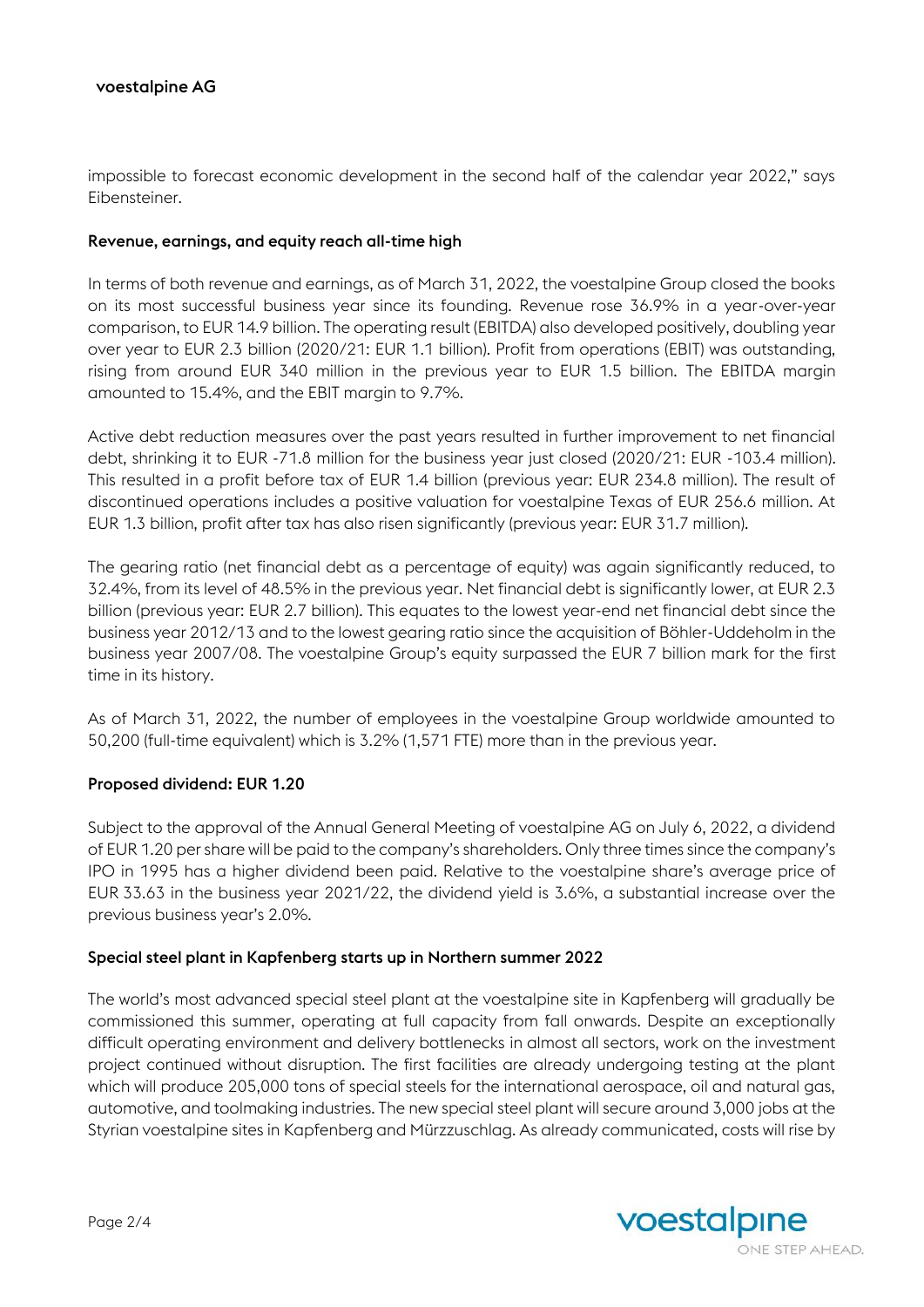impossible to forecast economic development in the second half of the calendar year 2022," says Eibensteiner.

## Revenue, earnings, and equity reach all-time high

In terms of both revenue and earnings, as of March 31, 2022, the voestalpine Group closed the books on its most successful business year since its founding. Revenue rose 36.9% in a year-over-year comparison, to EUR 14.9 billion. The operating result (EBITDA) also developed positively, doubling year over year to EUR 2.3 billion (2020/21: EUR 1.1 billion). Profit from operations (EBIT) was outstanding, rising from around EUR 340 million in the previous year to EUR 1.5 billion. The EBITDA margin amounted to 15.4%, and the EBIT margin to 9.7%.

Active debt reduction measures over the past years resulted in further improvement to net financial debt, shrinking it to EUR -71.8 million for the business year just closed (2020/21: EUR -103.4 million). This resulted in a profit before tax of EUR 1.4 billion (previous year: EUR 234.8 million). The result of discontinued operations includes a positive valuation for voestalpine Texas of EUR 256.6 million. At EUR 1.3 billion, profit after tax has also risen significantly (previous year: EUR 31.7 million).

The gearing ratio (net financial debt as a percentage of equity) was again significantly reduced, to 32.4%, from its level of 48.5% in the previous year. Net financial debt is significantly lower, at EUR 2.3 billion (previous year: EUR 2.7 billion). This equates to the lowest year-end net financial debt since the business year 2012/13 and to the lowest gearing ratio since the acquisition of Böhler-Uddeholm in the business year 2007/08. The voestalpine Group's equity surpassed the EUR 7 billion mark for the first time in its history.

As of March 31, 2022, the number of employees in the voestalpine Group worldwide amounted to 50,200 (full-time equivalent) which is 3.2% (1,571 FTE) more than in the previous year.

## Proposed dividend: EUR 1.20

Subject to the approval of the Annual General Meeting of voestalpine AG on July 6, 2022, a dividend of EUR 1.20 per share will be paid to the company's shareholders. Only three times since the company's IPO in 1995 has a higher dividend been paid. Relative to the voestalpine share's average price of EUR 33.63 in the business year 2021/22, the dividend yield is 3.6%, a substantial increase over the previous business year's 2.0%.

## Special steel plant in Kapfenberg starts up in Northern summer 2022

The world's most advanced special steel plant at the voestalpine site in Kapfenberg will gradually be commissioned this summer, operating at full capacity from fall onwards. Despite an exceptionally difficult operating environment and delivery bottlenecks in almost all sectors, work on the investment project continued without disruption. The first facilities are already undergoing testing at the plant which will produce 205,000 tons of special steels for the international aerospace, oil and natural gas, automotive, and toolmaking industries. The new special steel plant will secure around 3,000 jobs at the Styrian voestalpine sites in Kapfenberg and Mürzzuschlag. As already communicated, costs will rise by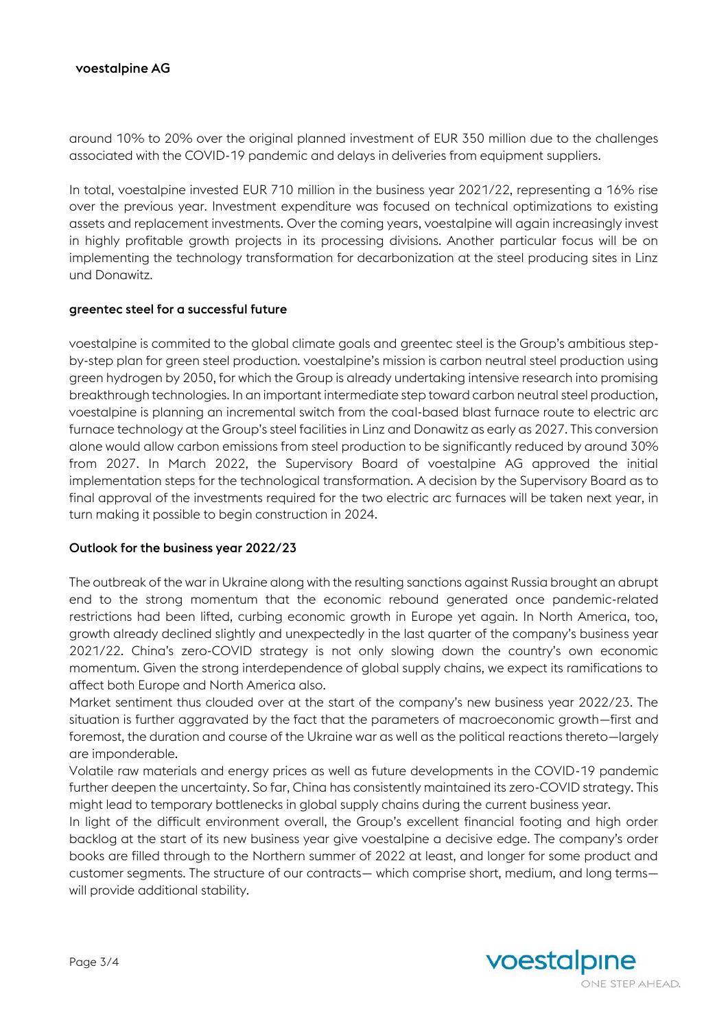around 10% to 20% over the original planned investment of EUR 350 million due to the challenges associated with the COVID-19 pandemic and delays in deliveries from equipment suppliers.

In total, voestalpine invested EUR 710 million in the business year 2021/22, representing a 16% rise over the previous year. Investment expenditure was focused on technical optimizations to existing assets and replacement investments. Over the coming years, voestalpine will again increasingly invest in highly profitable growth projects in its processing divisions. Another particular focus will be on implementing the technology transformation for decarbonization at the steel producing sites in Linz und Donawitz.

### greentec steel for a successful future

voestalpine is commited to the global climate goals and greentec steel is the Group's ambitious step-by-step plan for green steel production. voestalpine's mission is carbon neutral steel production using green hydrogen by 2050, for which the Group is already undertaking intensive research into promising breakthrough technologies. In an important intermediate step toward carbon neutral steel production, voestalpine is planning an incremental switch from the coal-based blast furnace route to electric arc furnace technology at the Group's steel facilities in Linz and Donawitz as early as 2027. This conversion alone would allow carbon emissions from steel production to be significantly reduced by around 30% from 2027. In March 2022, the Supervisory Board of voestalpine AG approved the initial implementation steps for the technological transformation. A decision by the Supervisory Board as to final approval of the investments required for the two electric arc furnaces will be taken next year, in turn making it possible to begin construction in 2024.

### Outlook for the business year 2022/23

The outbreak of the war in Ukraine along with the resulting sanctions against Russia brought an abrupt end to the strong momentum that the economic rebound generated once pandemic-related restrictions had been lifted, curbing economic growth in Europe yet again. In North America, too, growth already declined slightly and unexpectedly in the last quarter of the company's business year 2021/22. China's zero-COVID strategy is not only slowing down the country's own economic momentum. Given the strong interdependence of global supply chains, we expect its ramifications to affect both Europe and North America also.

Market sentiment thus clouded over at the start of the company's new business year 2022/23. The situation is further aggravated by the fact that the parameters of macroeconomic growth—first and foremost, the duration and course of the Ukraine war as well as the political reactions thereto—largely are imponderable.

Volatile raw materials and energy prices as well as future developments in the COVID-19 pandemic further deepen the uncertainty. So far, China has consistently maintained its zero-COVID strategy. This might lead to temporary bottlenecks in global supply chains during the current business year.

In light of the difficult environment overall, the Group's excellent financial footing and high order backlog at the start of its new business year give voestalpine a decisive edge. The company's order books are filled through to the Northern summer of 2022 at least, and longer for some product and customer segments. The structure of our contracts— which comprise short, medium, and long terms— will provide additional stability.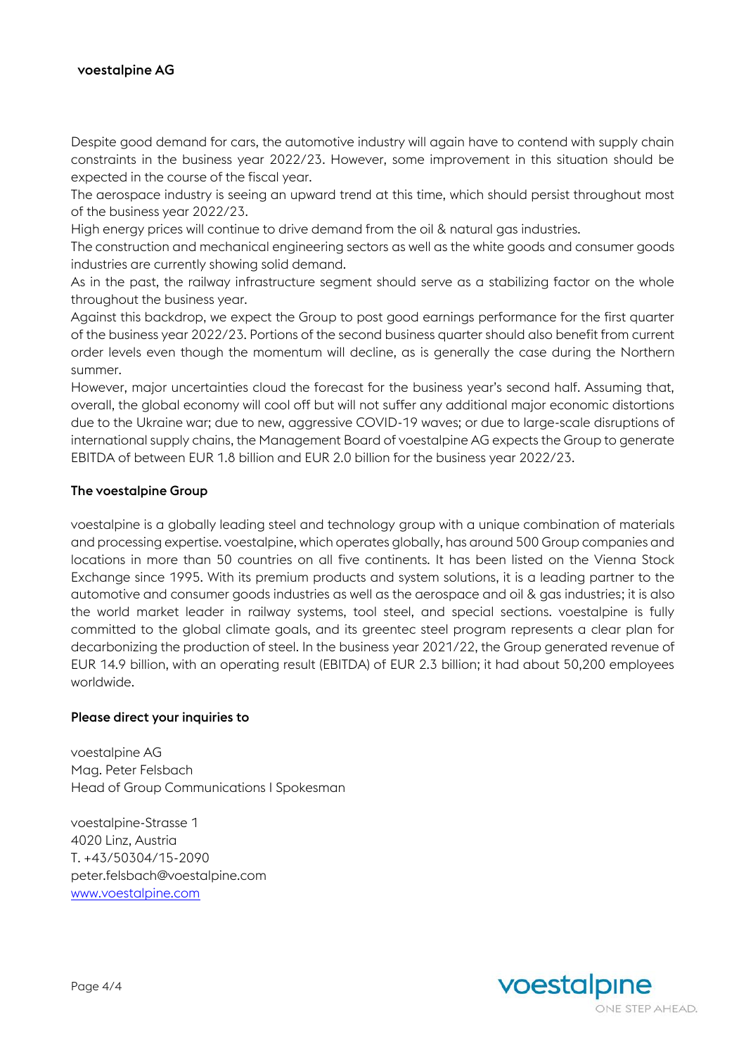Despite good demand for cars, the automotive industry will again have to contend with supply chain constraints in the business year 2022/23. However, some improvement in this situation should be expected in the course of the fiscal year.

The aerospace industry is seeing an upward trend at this time, which should persist throughout most of the business year 2022/23.

High energy prices will continue to drive demand from the oil & natural gas industries.

The construction and mechanical engineering sectors as well as the white goods and consumer goods industries are currently showing solid demand.

As in the past, the railway infrastructure segment should serve as a stabilizing factor on the whole throughout the business year.

Against this backdrop, we expect the Group to post good earnings performance for the first quarter of the business year 2022/23. Portions of the second business quarter should also benefit from current order levels even though the momentum will decline, as is generally the case during the Northern summer.

However, major uncertainties cloud the forecast for the business year's second half. Assuming that, overall, the global economy will cool off but will not suffer any additional major economic distortions due to the Ukraine war; due to new, aggressive COVID-19 waves; or due to large-scale disruptions of international supply chains, the Management Board of voestalpine AG expects the Group to generate EBITDA of between EUR 1.8 billion and EUR 2.0 billion for the business year 2022/23.

**The voestalpine Group**

voestalpine is a globally leading steel and technology group with a unique combination of materials and processing expertise. voestalpine, which operates globally, has around 500 Group companies and locations in more than 50 countries on all five continents. It has been listed on the Vienna Stock Exchange since 1995. With its premium products and system solutions, it is a leading partner to the automotive and consumer goods industries as well as the aerospace and oil & gas industries; it is also the world market leader in railway systems, tool steel, and special sections. voestalpine is fully committed to the global climate goals, and its greentec steel program represents a clear plan for decarbonizing the production of steel. In the business year 2021/22, the Group generated revenue of EUR 14.9 billion, with an operating result (EBITDA) of EUR 2.3 billion; it had about 50,200 employees worldwide.

**Please direct your inquiries to**

voestalpine AG
Mag. Peter Felsbach
Head of Group Communications I Spokesman

voestalpine-Strasse 1
4020 Linz, Austria
T. +43/50304/15-2090
peter.felsbach@voestalpine.com
www.voestalpine.com